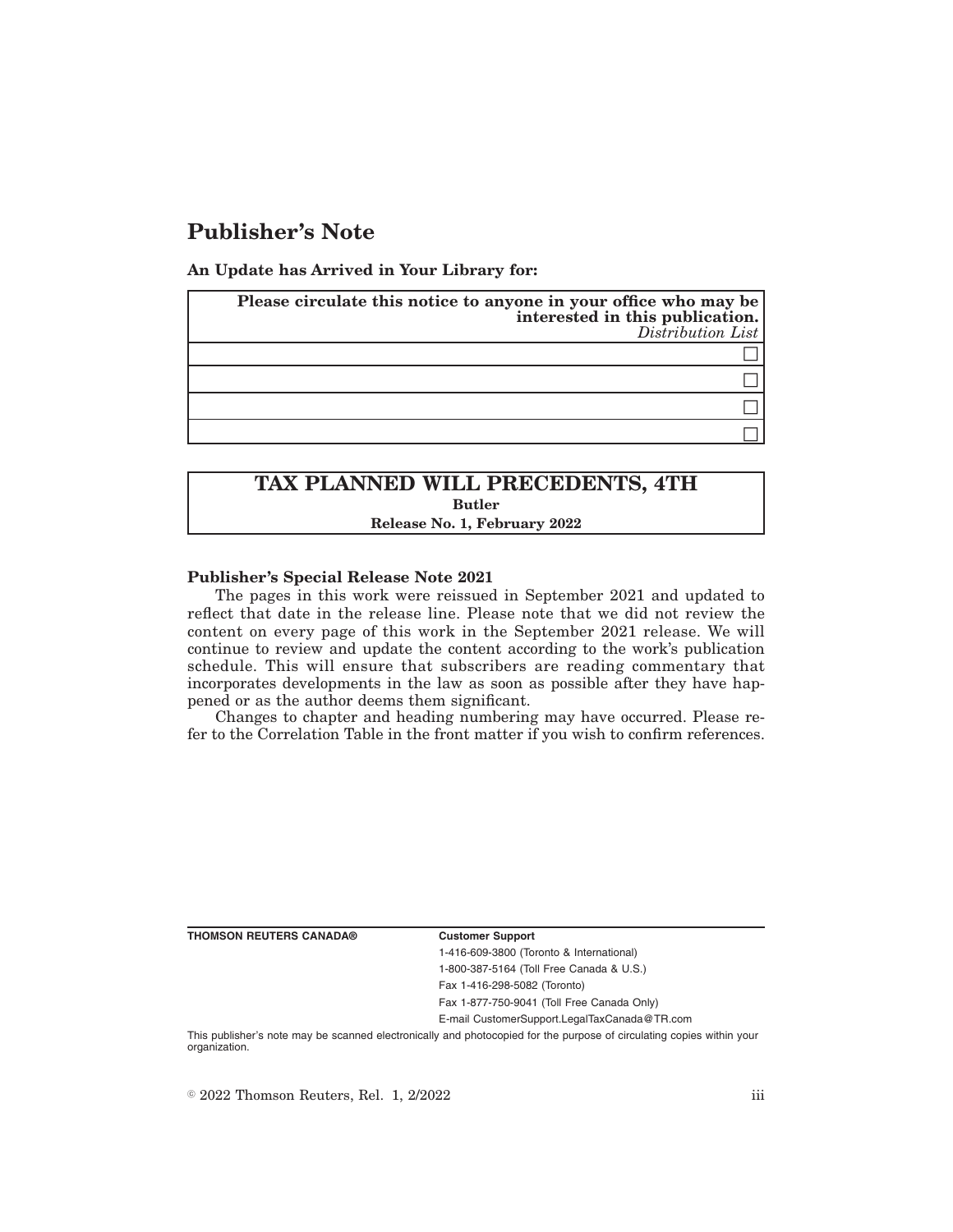# Publisher's Note

**An Update has Arrived in Your Library for:**

| **Please circulate this notice to anyone in your office who may be interested in this publication.** *Distribution List* |
| --- |
| ☐ |
| ☐ |
| ☐ |
| ☐ |

| **TAX PLANNED WILL PRECEDENTS, 4TH** |
| --- |
| **Butler** |
| **Release No. 1, February 2022** |

**Publisher's Special Release Note 2021**

The pages in this work were reissued in September 2021 and updated to reflect that date in the release line. Please note that we did not review the content on every page of this work in the September 2021 release. We will continue to review and update the content according to the work's publication schedule. This will ensure that subscribers are reading commentary that incorporates developments in the law as soon as possible after they have happened or as the author deems them significant.

Changes to chapter and heading numbering may have occurred. Please refer to the Correlation Table in the front matter if you wish to confirm references.

**THOMSON REUTERS CANADA®**

**Customer Support**

1-416-609-3800 (Toronto & International)

1-800-387-5164 (Toll Free Canada & U.S.)

Fax 1-416-298-5082 (Toronto)

Fax 1-877-750-9041 (Toll Free Canada Only)

E-mail CustomerSupport.LegalTaxCanada@TR.com

This publisher's note may be scanned electronically and photocopied for the purpose of circulating copies within your organization.

© 2022 Thomson Reuters, Rel. 1, 2/2022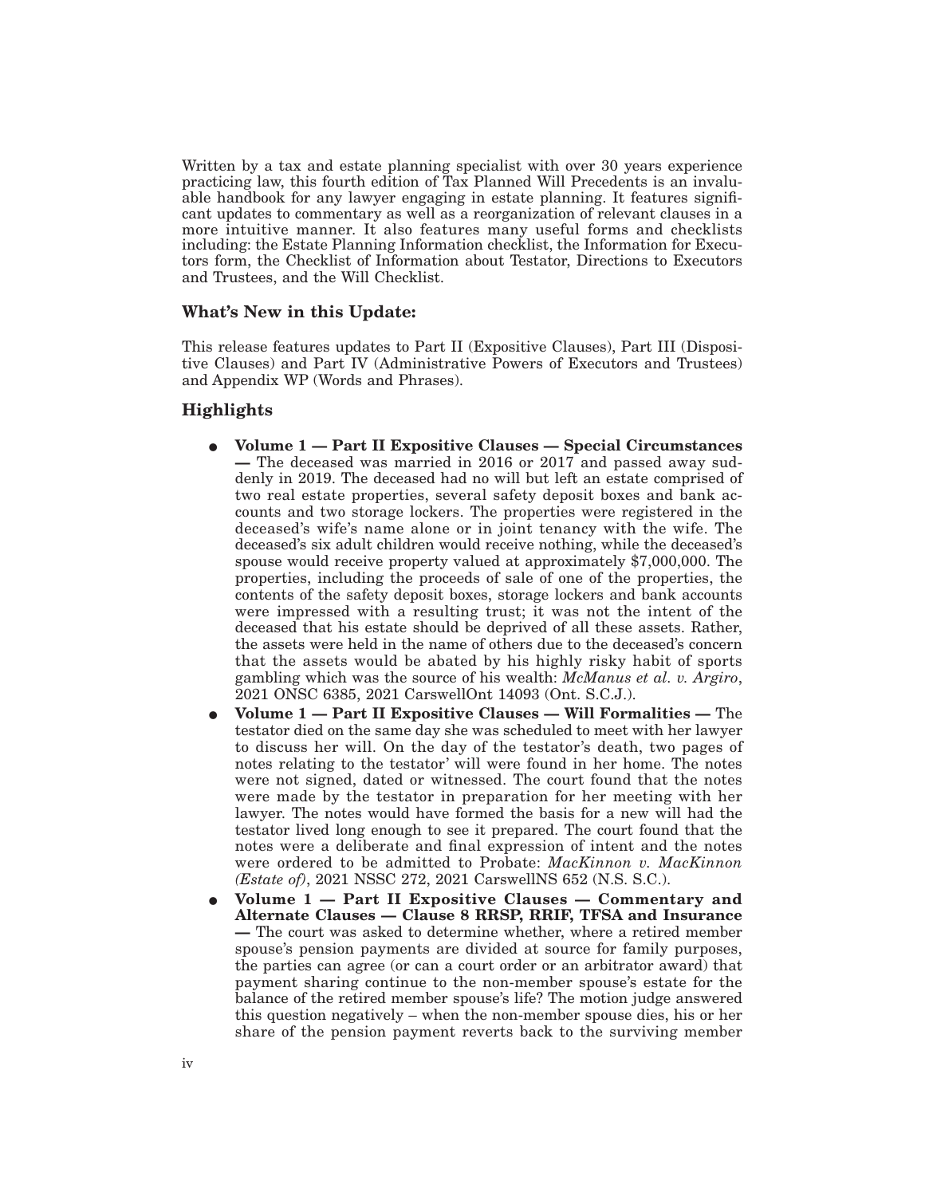Written by a tax and estate planning specialist with over 30 years experience practicing law, this fourth edition of Tax Planned Will Precedents is an invaluable handbook for any lawyer engaging in estate planning. It features significant updates to commentary as well as a reorganization of relevant clauses in a more intuitive manner. It also features many useful forms and checklists including: the Estate Planning Information checklist, the Information for Executors form, the Checklist of Information about Testator, Directions to Executors and Trustees, and the Will Checklist.

## What's New in this Update:

This release features updates to Part II (Expositive Clauses), Part III (Dispositive Clauses) and Part IV (Administrative Powers of Executors and Trustees) and Appendix WP (Words and Phrases).

## Highlights

- **Volume 1 — Part II Expositive Clauses — Special Circumstances —** The deceased was married in 2016 or 2017 and passed away suddenly in 2019. The deceased had no will but left an estate comprised of two real estate properties, several safety deposit boxes and bank accounts and two storage lockers. The properties were registered in the deceased's wife's name alone or in joint tenancy with the wife. The deceased's six adult children would receive nothing, while the deceased's spouse would receive property valued at approximately $7,000,000. The properties, including the proceeds of sale of one of the properties, the contents of the safety deposit boxes, storage lockers and bank accounts were impressed with a resulting trust; it was not the intent of the deceased that his estate should be deprived of all these assets. Rather, the assets were held in the name of others due to the deceased's concern that the assets would be abated by his highly risky habit of sports gambling which was the source of his wealth: *McManus et al. v. Argiro*, 2021 ONSC 6385, 2021 CarswellOnt 14093 (Ont. S.C.J.).
- **Volume 1 — Part II Expositive Clauses — Will Formalities —** The testator died on the same day she was scheduled to meet with her lawyer to discuss her will. On the day of the testator's death, two pages of notes relating to the testator' will were found in her home. The notes were not signed, dated or witnessed. The court found that the notes were made by the testator in preparation for her meeting with her lawyer. The notes would have formed the basis for a new will had the testator lived long enough to see it prepared. The court found that the notes were a deliberate and final expression of intent and the notes were ordered to be admitted to Probate: *MacKinnon v. MacKinnon (Estate of)*, 2021 NSSC 272, 2021 CarswellNS 652 (N.S. S.C.).
- **Volume 1 — Part II Expositive Clauses — Commentary and Alternate Clauses — Clause 8 RRSP, RRIF, TFSA and Insurance —** The court was asked to determine whether, where a retired member spouse's pension payments are divided at source for family purposes, the parties can agree (or can a court order or an arbitrator award) that payment sharing continue to the non-member spouse's estate for the balance of the retired member spouse's life? The motion judge answered this question negatively – when the non-member spouse dies, his or her share of the pension payment reverts back to the surviving member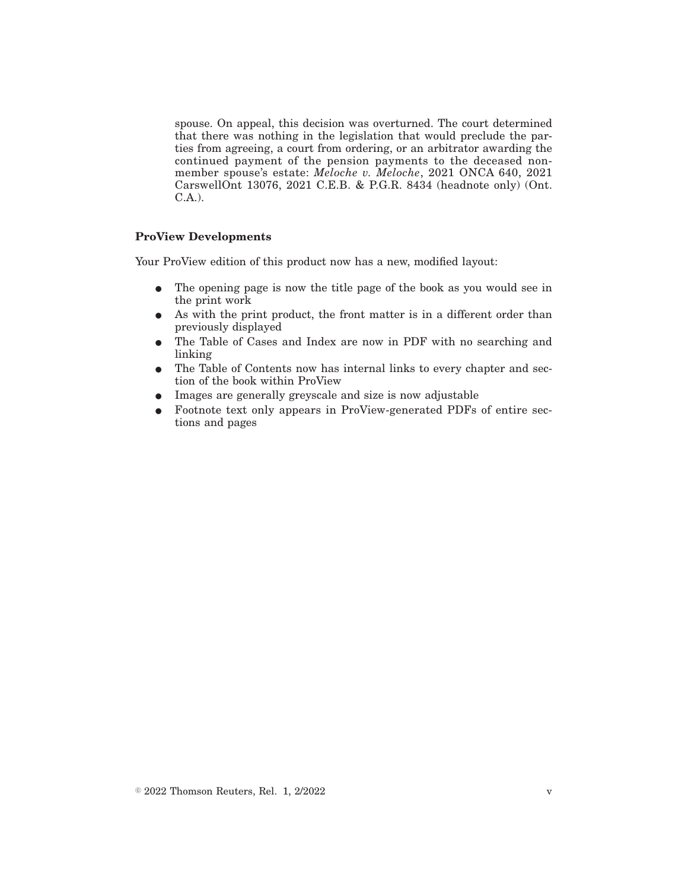spouse. On appeal, this decision was overturned. The court determined that there was nothing in the legislation that would preclude the parties from agreeing, a court from ordering, or an arbitrator awarding the continued payment of the pension payments to the deceased non-member spouse's estate: *Meloche v. Meloche*, 2021 ONCA 640, 2021 CarswellOnt 13076, 2021 C.E.B. & P.G.R. 8434 (headnote only) (Ont. C.A.).

**ProView Developments**

Your ProView edition of this product now has a new, modified layout:

- The opening page is now the title page of the book as you would see in the print work
- As with the print product, the front matter is in a different order than previously displayed
- The Table of Cases and Index are now in PDF with no searching and linking
- The Table of Contents now has internal links to every chapter and section of the book within ProView
- Images are generally greyscale and size is now adjustable
- Footnote text only appears in ProView-generated PDFs of entire sections and pages